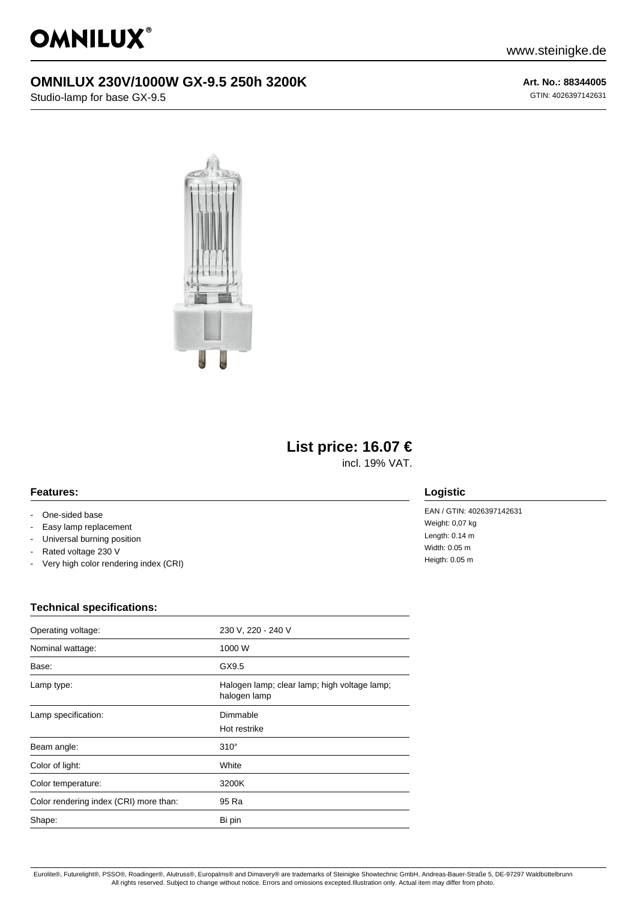OMNILUX®

www.steinigke.de

# OMNILUX 230V/1000W GX-9.5 250h 3200K

Studio-lamp for base GX-9.5

**Art. No.: 88344005**

GTIN: 4026397142631

## List price: 16.07 €

incl. 19% VAT.

### Features:

- One-sided base
- Easy lamp replacement
- Universal burning position
- Rated voltage 230 V
- Very high color rendering index (CRI)

### Logistic

EAN / GTIN: 4026397142631
Weight: 0,07 kg
Length: 0.14 m
Width: 0.05 m
Heigth: 0.05 m

### Technical specifications:

| | |
|---|---|
| Operating voltage: | 230 V, 220 - 240 V |
| Nominal wattage: | 1000 W |
| Base: | GX9.5 |
| Lamp type: | Halogen lamp; clear lamp; high voltage lamp; halogen lamp |
| Lamp specification: | Dimmable<br>Hot restrike |
| Beam angle: | 310° |
| Color of light: | White |
| Color temperature: | 3200K |
| Color rendering index (CRI) more than: | 95 Ra |
| Shape: | Bi pin |

Eurolite®, Futurelight®, PSSO®, Roadinger®, Alutruss®, Europalms® and Dimavery® are trademarks of Steinigke Showtechnic GmbH, Andreas-Bauer-Straße 5, DE-97297 Waldbüttelbrunn
All rights reserved. Subject to change without notice. Errors and omissions excepted.Illustration only. Actual item may differ from photo.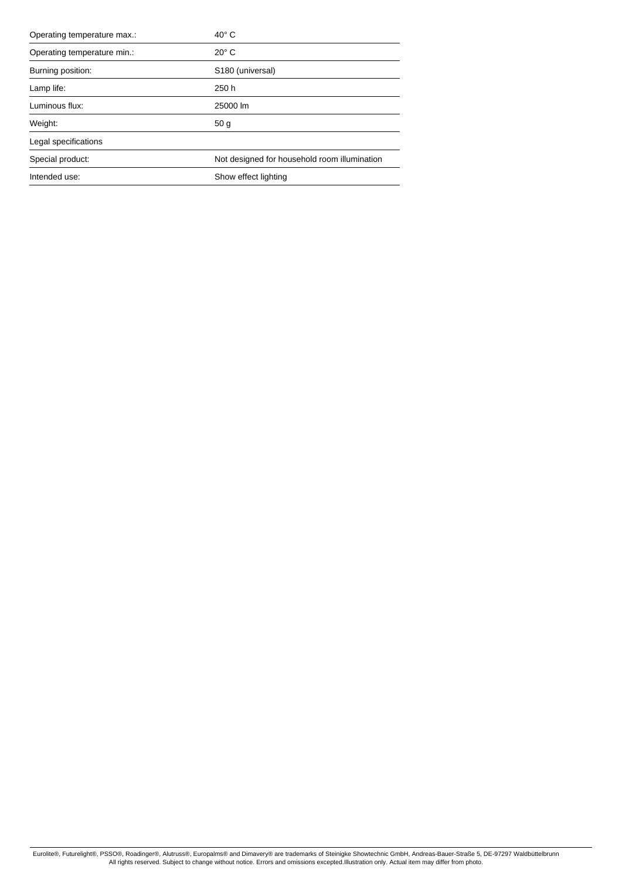| | |
|---|---|
| Operating temperature max.: | 40° C |
| Operating temperature min.: | 20° C |
| Burning position: | S180 (universal) |
| Lamp life: | 250 h |
| Luminous flux: | 25000 lm |
| Weight: | 50 g |
| Legal specifications | |
| Special product: | Not designed for household room illumination |
| Intended use: | Show effect lighting |

Eurolite®, Futurelight®, PSSO®, Roadinger®, Alutruss®, Europalms® and Dimavery® are trademarks of Steinigke Showtechnic GmbH, Andreas-Bauer-Straße 5, DE-97297 Waldbüttelbrunn
All rights reserved. Subject to change without notice. Errors and omissions excepted.Illustration only. Actual item may differ from photo.